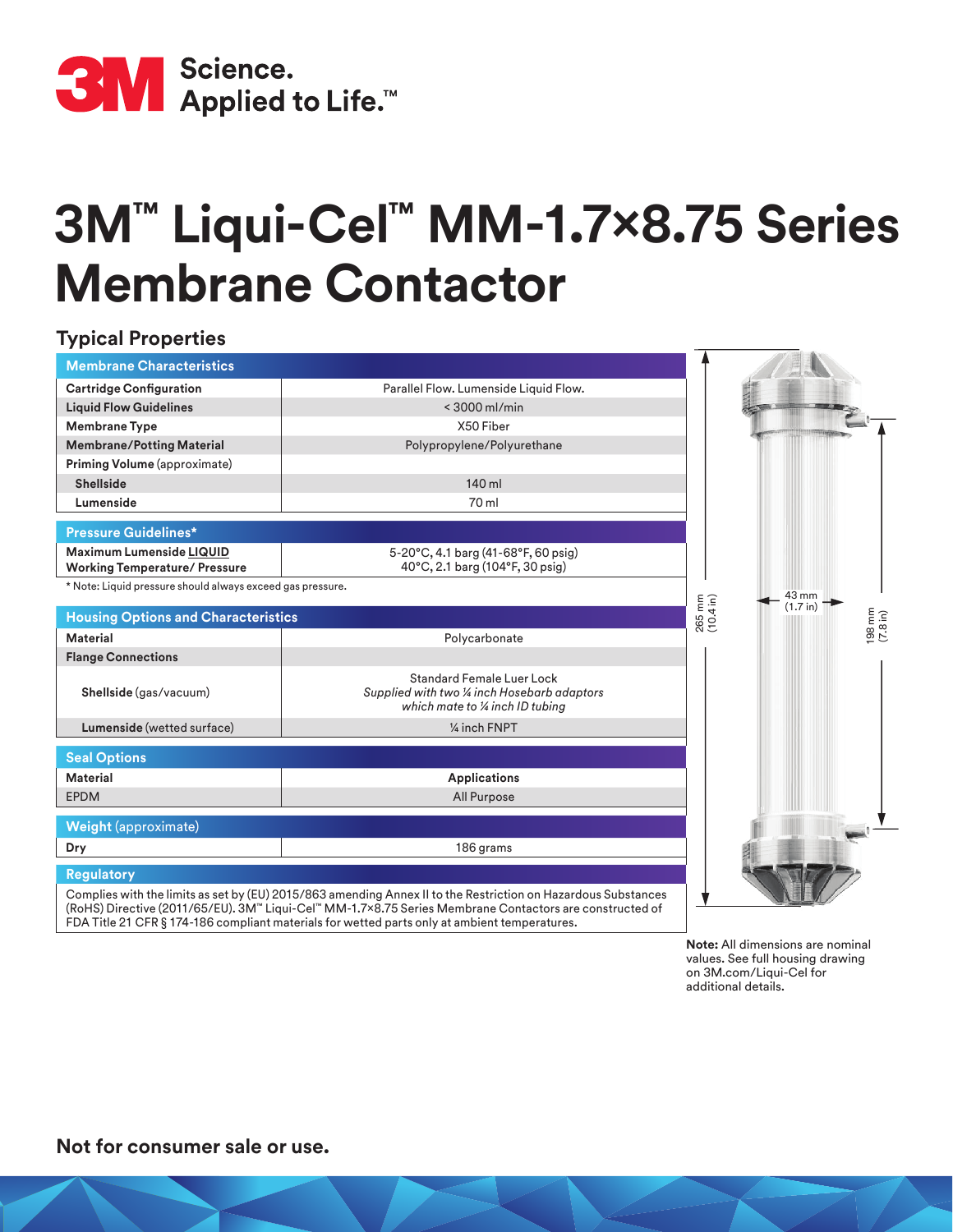# 3M™ Liqui-Cel™ MM-1.7×8.75 Series Membrane Contactor

## Typical Properties

| Membrane Characteristics | |
|---|---|
| **Cartridge Configuration** | Parallel Flow. Lumenside Liquid Flow. |
| **Liquid Flow Guidelines** | < 3000 ml/min |
| **Membrane Type** | X50 Fiber |
| **Membrane/Potting Material** | Polypropylene/Polyurethane |
| **Priming Volume** (approximate) | |
| **Shellside** | 140 ml |
| **Lumenside** | 70 ml |

| Pressure Guidelines* | |
|---|---|
| **Maximum Lumenside LIQUID Working Temperature/ Pressure** | 5-20°C, 4.1 barg (41-68°F, 60 psig)<br>40°C, 2.1 barg (104°F, 30 psig) |

\* Note: Liquid pressure should always exceed gas pressure.

| Housing Options and Characteristics | |
|---|---|
| **Material** | Polycarbonate |
| **Flange Connections** | |
| **Shellside** (gas/vacuum) | Standard Female Luer Lock<br>*Supplied with two ¼ inch Hosebarb adaptors which mate to ¼ inch ID tubing* |
| **Lumenside** (wetted surface) | ¼ inch FNPT |

| Seal Options | |
|---|---|
| **Material** | **Applications** |
| EPDM | All Purpose |

| Weight (approximate) | |
|---|---|
| **Dry** | 186 grams |

**Regulatory**

Complies with the limits as set by (EU) 2015/863 amending Annex II to the Restriction on Hazardous Substances (RoHS) Directive (2011/65/EU). 3M™ Liqui-Cel™ MM-1.7×8.75 Series Membrane Contactors are constructed of FDA Title 21 CFR § 174-186 compliant materials for wetted parts only at ambient temperatures.

265 mm (10.4 in)

43 mm (1.7 in)

198 mm (7.8 in)

**Note:** All dimensions are nominal values. See full housing drawing on 3M.com/Liqui-Cel for additional details.

**Not for consumer sale or use.**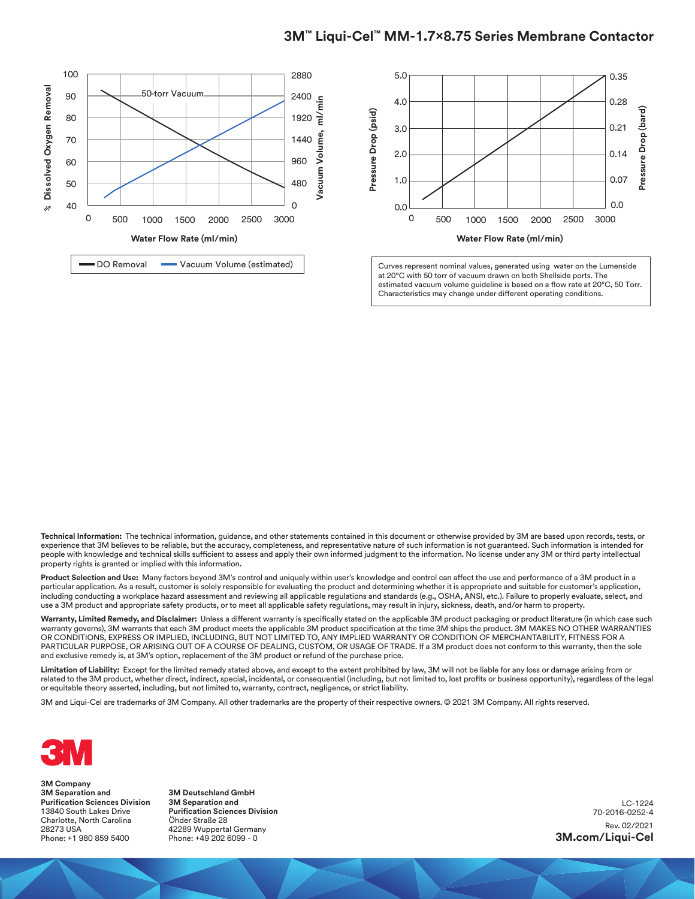## 3M™ Liqui-Cel™ MM-1.7×8.75 Series Membrane Contactor

% Dissolved Oxygen Removal

100
90
80
70
60
50
40

50-torr Vacuum

Vacuum Volume, ml/min

2880
2400
1920
1440
960
480
0

0 500 1000 1500 2000 2500 3000

Water Flow Rate (ml/min)

DO Removal — Vacuum Volume (estimated)

Pressure Drop (psid)

5.0
4.0
3.0
2.0
1.0
0.0

Pressure Drop (bard)

0.35
0.28
0.21
0.14
0.07
0.0

0 500 1000 1500 2000 2500 3000

Water Flow Rate (ml/min)

Curves represent nominal values, generated using water on the Lumenside at 20°C with 50 torr of vacuum drawn on both Shellside ports. The estimated vacuum volume guideline is based on a flow rate at 20°C, 50 Torr. Characteristics may change under different operating conditions.

**Technical Information:** The technical information, guidance, and other statements contained in this document or otherwise provided by 3M are based upon records, tests, or experience that 3M believes to be reliable, but the accuracy, completeness, and representative nature of such information is not guaranteed. Such information is intended for people with knowledge and technical skills sufficient to assess and apply their own informed judgment to the information. No license under any 3M or third party intellectual property rights is granted or implied with this information.

**Product Selection and Use:** Many factors beyond 3M's control and uniquely within user's knowledge and control can affect the use and performance of a 3M product in a particular application. As a result, customer is solely responsible for evaluating the product and determining whether it is appropriate and suitable for customer's application, including conducting a workplace hazard assessment and reviewing all applicable regulations and standards (e.g., OSHA, ANSI, etc.). Failure to properly evaluate, select, and use a 3M product and appropriate safety products, or to meet all applicable safety regulations, may result in injury, sickness, death, and/or harm to property.

**Warranty, Limited Remedy, and Disclaimer:** Unless a different warranty is specifically stated on the applicable 3M product packaging or product literature (in which case such warranty governs), 3M warrants that each 3M product meets the applicable 3M product specification at the time 3M ships the product. 3M MAKES NO OTHER WARRANTIES OR CONDITIONS, EXPRESS OR IMPLIED, INCLUDING, BUT NOT LIMITED TO, ANY IMPLIED WARRANTY OR CONDITION OF MERCHANTABILITY, FITNESS FOR A PARTICULAR PURPOSE, OR ARISING OUT OF A COURSE OF DEALING, CUSTOM, OR USAGE OF TRADE. If a 3M product does not conform to this warranty, then the sole and exclusive remedy is, at 3M's option, replacement of the 3M product or refund of the purchase price.

**Limitation of Liability:** Except for the limited remedy stated above, and except to the extent prohibited by law, 3M will not be liable for any loss or damage arising from or related to the 3M product, whether direct, indirect, special, incidental, or consequential (including, but not limited to, lost profits or business opportunity), regardless of the legal or equitable theory asserted, including, but not limited to, warranty, contract, negligence, or strict liability.

3M and Liqui-Cel are trademarks of 3M Company. All other trademarks are the property of their respective owners. © 2021 3M Company. All rights reserved.

**3M Company**
**3M Separation and Purification Sciences Division**
13840 South Lakes Drive
Charlotte, North Carolina
28273 USA
Phone: +1 980 859 5400

**3M Deutschland GmbH**
**3M Separation and Purification Sciences Division**
Öhder Straße 28
42289 Wuppertal Germany
Phone: +49 202 6099 - 0

LC-1224
70-2016-0252-4

Rev. 02/2021

**3M.com/Liqui-Cel**